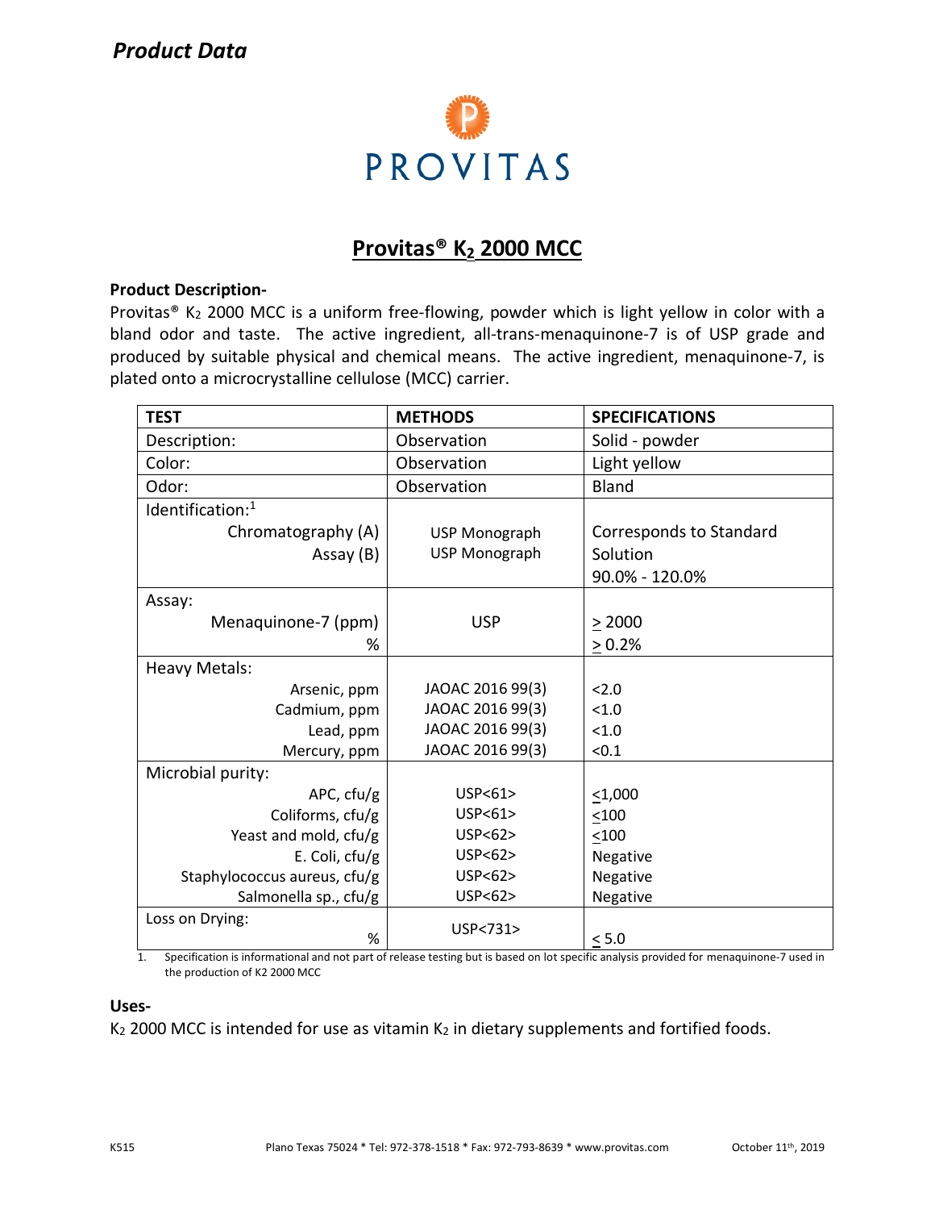*Product Data*

PROVITAS

# Provitas® $K_2$ 2000 MCC

**Product Description-**

Provitas® $K_2$ 2000 MCC is a uniform free-flowing, powder which is light yellow in color with a bland odor and taste. The active ingredient, all-trans-menaquinone-7 is of USP grade and produced by suitable physical and chemical means. The active ingredient, menaquinone-7, is plated onto a microcrystalline cellulose (MCC) carrier.

| TEST | METHODS | SPECIFICATIONS |
|---|---|---|
| Description: | Observation | Solid - powder |
| Color: | Observation | Light yellow |
| Odor: | Observation | Bland |
| Identification:[1] | | |
| Chromatography (A) | USP Monograph | Corresponds to Standard Solution |
| Assay (B) | USP Monograph | 90.0% - 120.0% |
| Assay: | | |
| Menaquinone-7 (ppm) | USP | ≥ 2000 |
| % | | ≥ 0.2% |
| Heavy Metals: | | |
| Arsenic, ppm | JAOAC 2016 99(3) | <2.0 |
| Cadmium, ppm | JAOAC 2016 99(3) | <1.0 |
| Lead, ppm | JAOAC 2016 99(3) | <1.0 |
| Mercury, ppm | JAOAC 2016 99(3) | <0.1 |
| Microbial purity: | | |
| APC, cfu/g | USP<61> | ≤1,000 |
| Coliforms, cfu/g | USP<61> | ≤100 |
| Yeast and mold, cfu/g | USP<62> | ≤100 |
| E. Coli, cfu/g | USP<62> | Negative |
| Staphylococcus aureus, cfu/g | USP<62> | Negative |
| Salmonella sp., cfu/g | USP<62> | Negative |
| Loss on Drying: | | |
| % | USP<731> | ≤ 5.0 |

1. Specification is informational and not part of release testing but is based on lot specific analysis provided for menaquinone-7 used in the production of K2 2000 MCC

**Uses-**

$K_2$ 2000 MCC is intended for use as vitamin $K_2$ in dietary supplements and fortified foods.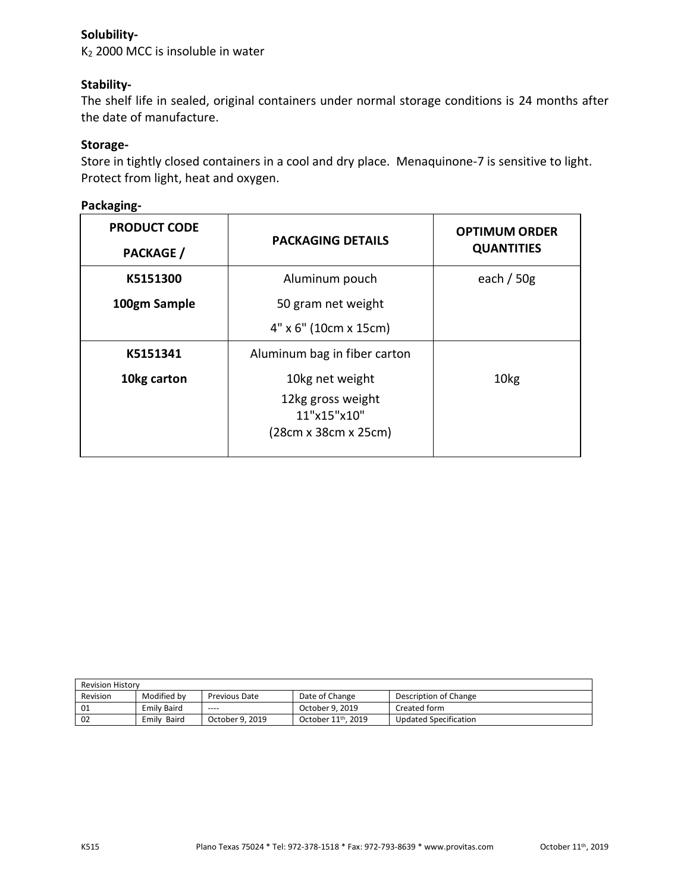**Solubility-**

$K_2$ 2000 MCC is insoluble in water

**Stability-**

The shelf life in sealed, original containers under normal storage conditions is 24 months after the date of manufacture.

**Storage-**

Store in tightly closed containers in a cool and dry place. Menaquinone-7 is sensitive to light. Protect from light, heat and oxygen.

**Packaging-**

| PRODUCT CODE<br>PACKAGE / | PACKAGING DETAILS | OPTIMUM ORDER QUANTITIES |
|---|---|---|
| **K5151300**<br>**100gm Sample** | Aluminum pouch<br>50 gram net weight<br>4" x 6" (10cm x 15cm) | each / 50g |
| **K5151341**<br>**10kg carton** | Aluminum bag in fiber carton<br>10kg net weight<br>12kg gross weight<br>11"x15"x10"<br>(28cm x 38cm x 25cm) | 10kg |

| Revision History | | | | |
|---|---|---|---|---|
| Revision | Modified by | Previous Date | Date of Change | Description of Change |
| 01 | Emily Baird | ---- | October 9, 2019 | Created form |
| 02 | Emily Baird | October 9, 2019 | October 11th, 2019 | Updated Specification |

K515 Plano Texas 75024 * Tel: 972-378-1518 * Fax: 972-793-8639 * www.provitas.com October 11th, 2019